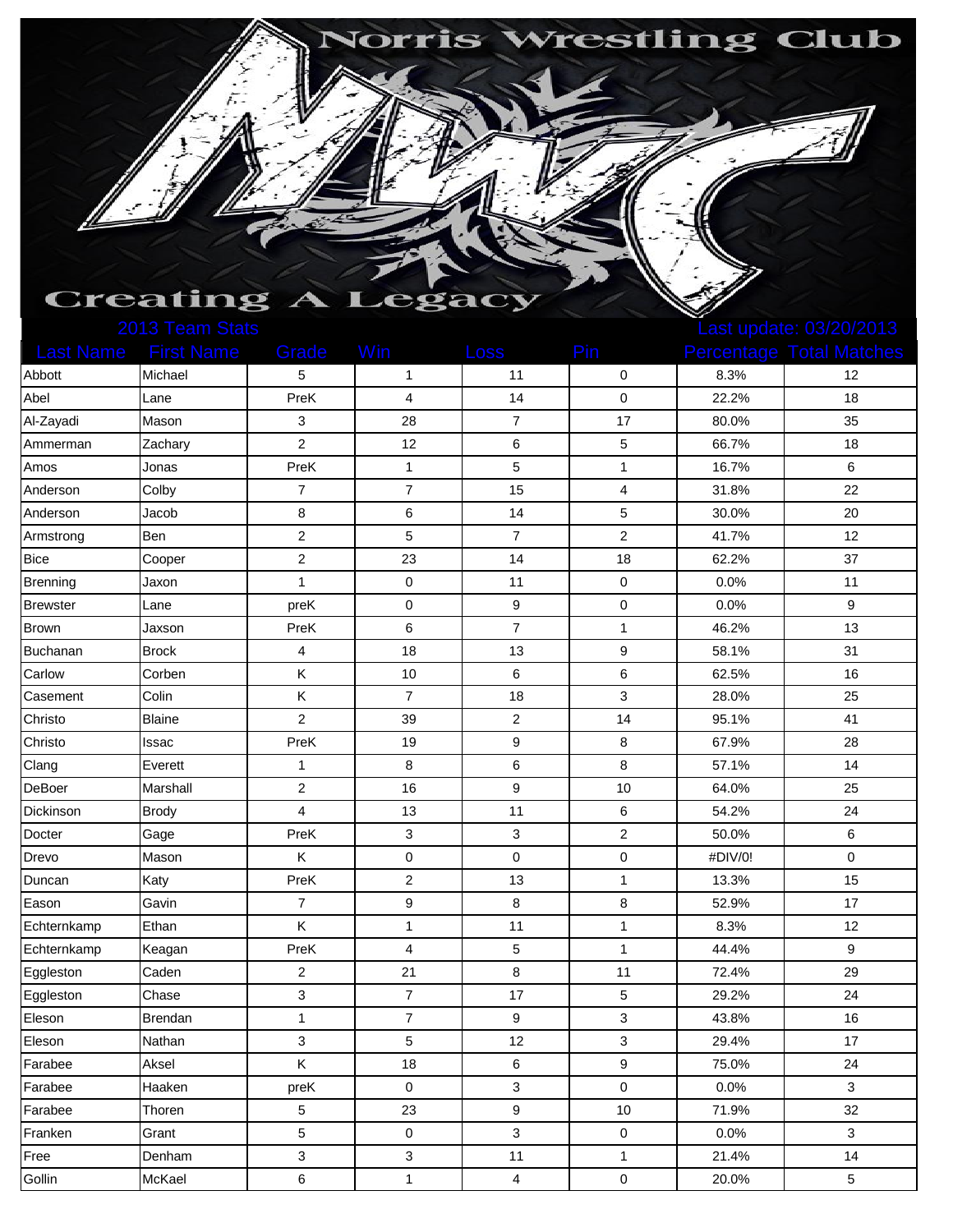# Norris Wrestling Club

## Creating A Legacy

2013 Team Stats

Last update: 03/20/2013

| Last Name | First Name | Grade | Win | Loss | Pin | Percentage | Total Matches |
|---|---|---|---|---|---|---|---|
| Abbott | Michael | 5 | 1 | 11 | 0 | 8.3% | 12 |
| Abel | Lane | PreK | 4 | 14 | 0 | 22.2% | 18 |
| Al-Zayadi | Mason | 3 | 28 | 7 | 17 | 80.0% | 35 |
| Ammerman | Zachary | 2 | 12 | 6 | 5 | 66.7% | 18 |
| Amos | Jonas | PreK | 1 | 5 | 1 | 16.7% | 6 |
| Anderson | Colby | 7 | 7 | 15 | 4 | 31.8% | 22 |
| Anderson | Jacob | 8 | 6 | 14 | 5 | 30.0% | 20 |
| Armstrong | Ben | 2 | 5 | 7 | 2 | 41.7% | 12 |
| Bice | Cooper | 2 | 23 | 14 | 18 | 62.2% | 37 |
| Brenning | Jaxon | 1 | 0 | 11 | 0 | 0.0% | 11 |
| Brewster | Lane | preK | 0 | 9 | 0 | 0.0% | 9 |
| Brown | Jaxson | PreK | 6 | 7 | 1 | 46.2% | 13 |
| Buchanan | Brock | 4 | 18 | 13 | 9 | 58.1% | 31 |
| Carlow | Corben | K | 10 | 6 | 6 | 62.5% | 16 |
| Casement | Colin | K | 7 | 18 | 3 | 28.0% | 25 |
| Christo | Blaine | 2 | 39 | 2 | 14 | 95.1% | 41 |
| Christo | Issac | PreK | 19 | 9 | 8 | 67.9% | 28 |
| Clang | Everett | 1 | 8 | 6 | 8 | 57.1% | 14 |
| DeBoer | Marshall | 2 | 16 | 9 | 10 | 64.0% | 25 |
| Dickinson | Brody | 4 | 13 | 11 | 6 | 54.2% | 24 |
| Docter | Gage | PreK | 3 | 3 | 2 | 50.0% | 6 |
| Drevo | Mason | K | 0 | 0 | 0 | #DIV/0! | 0 |
| Duncan | Katy | PreK | 2 | 13 | 1 | 13.3% | 15 |
| Eason | Gavin | 7 | 9 | 8 | 8 | 52.9% | 17 |
| Echternkamp | Ethan | K | 1 | 11 | 1 | 8.3% | 12 |
| Echternkamp | Keagan | PreK | 4 | 5 | 1 | 44.4% | 9 |
| Eggleston | Caden | 2 | 21 | 8 | 11 | 72.4% | 29 |
| Eggleston | Chase | 3 | 7 | 17 | 5 | 29.2% | 24 |
| Eleson | Brendan | 1 | 7 | 9 | 3 | 43.8% | 16 |
| Eleson | Nathan | 3 | 5 | 12 | 3 | 29.4% | 17 |
| Farabee | Aksel | K | 18 | 6 | 9 | 75.0% | 24 |
| Farabee | Haaken | preK | 0 | 3 | 0 | 0.0% | 3 |
| Farabee | Thoren | 5 | 23 | 9 | 10 | 71.9% | 32 |
| Franken | Grant | 5 | 0 | 3 | 0 | 0.0% | 3 |
| Free | Denham | 3 | 3 | 11 | 1 | 21.4% | 14 |
| Gollin | McKael | 6 | 1 | 4 | 0 | 20.0% | 5 |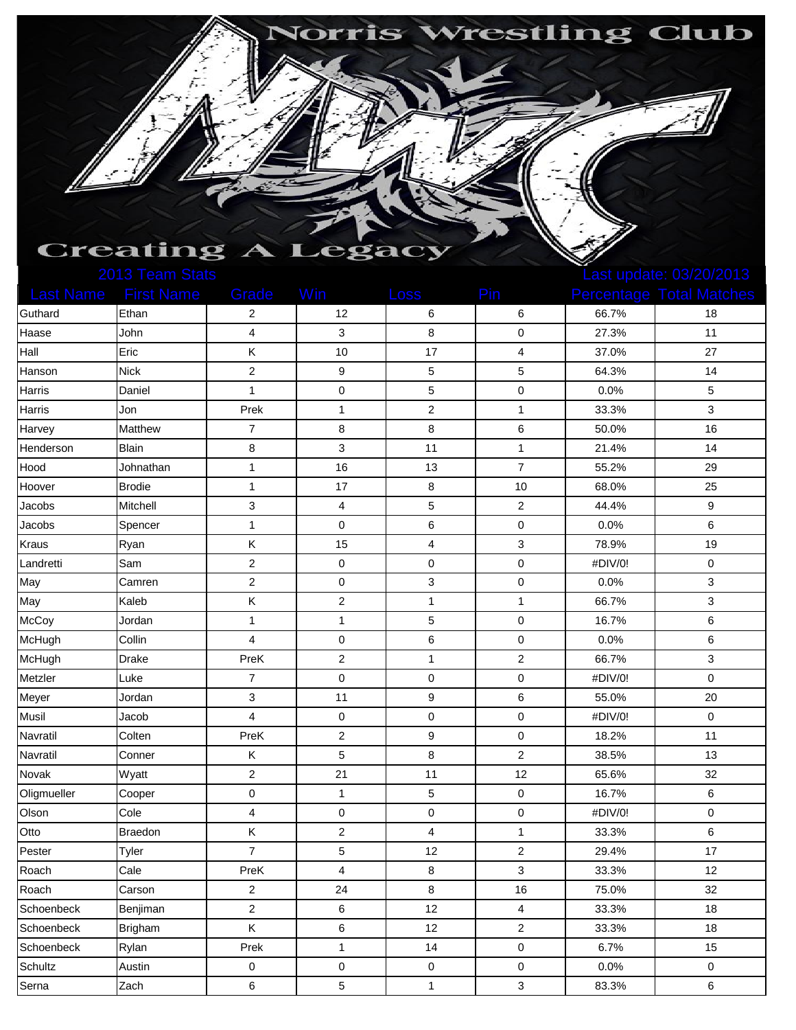# Norris Wrestling Club

**Creating A Legacy**

2013 Team Stats — Last update: 03/20/2013

| Last Name | First Name | Grade | Win | Loss | Pin | Percentage | Total Matches |
|---|---|---|---|---|---|---|---|
| Guthard | Ethan | 2 | 12 | 6 | 6 | 66.7% | 18 |
| Haase | John | 4 | 3 | 8 | 0 | 27.3% | 11 |
| Hall | Eric | K | 10 | 17 | 4 | 37.0% | 27 |
| Hanson | Nick | 2 | 9 | 5 | 5 | 64.3% | 14 |
| Harris | Daniel | 1 | 0 | 5 | 0 | 0.0% | 5 |
| Harris | Jon | Prek | 1 | 2 | 1 | 33.3% | 3 |
| Harvey | Matthew | 7 | 8 | 8 | 6 | 50.0% | 16 |
| Henderson | Blain | 8 | 3 | 11 | 1 | 21.4% | 14 |
| Hood | Johnathan | 1 | 16 | 13 | 7 | 55.2% | 29 |
| Hoover | Brodie | 1 | 17 | 8 | 10 | 68.0% | 25 |
| Jacobs | Mitchell | 3 | 4 | 5 | 2 | 44.4% | 9 |
| Jacobs | Spencer | 1 | 0 | 6 | 0 | 0.0% | 6 |
| Kraus | Ryan | K | 15 | 4 | 3 | 78.9% | 19 |
| Landretti | Sam | 2 | 0 | 0 | 0 | #DIV/0! | 0 |
| May | Camren | 2 | 0 | 3 | 0 | 0.0% | 3 |
| May | Kaleb | K | 2 | 1 | 1 | 66.7% | 3 |
| McCoy | Jordan | 1 | 1 | 5 | 0 | 16.7% | 6 |
| McHugh | Collin | 4 | 0 | 6 | 0 | 0.0% | 6 |
| McHugh | Drake | PreK | 2 | 1 | 2 | 66.7% | 3 |
| Metzler | Luke | 7 | 0 | 0 | 0 | #DIV/0! | 0 |
| Meyer | Jordan | 3 | 11 | 9 | 6 | 55.0% | 20 |
| Musil | Jacob | 4 | 0 | 0 | 0 | #DIV/0! | 0 |
| Navratil | Colten | PreK | 2 | 9 | 0 | 18.2% | 11 |
| Navratil | Conner | K | 5 | 8 | 2 | 38.5% | 13 |
| Novak | Wyatt | 2 | 21 | 11 | 12 | 65.6% | 32 |
| Oligmueller | Cooper | 0 | 1 | 5 | 0 | 16.7% | 6 |
| Olson | Cole | 4 | 0 | 0 | 0 | #DIV/0! | 0 |
| Otto | Braedon | K | 2 | 4 | 1 | 33.3% | 6 |
| Pester | Tyler | 7 | 5 | 12 | 2 | 29.4% | 17 |
| Roach | Cale | PreK | 4 | 8 | 3 | 33.3% | 12 |
| Roach | Carson | 2 | 24 | 8 | 16 | 75.0% | 32 |
| Schoenbeck | Benjiman | 2 | 6 | 12 | 4 | 33.3% | 18 |
| Schoenbeck | Brigham | K | 6 | 12 | 2 | 33.3% | 18 |
| Schoenbeck | Rylan | Prek | 1 | 14 | 0 | 6.7% | 15 |
| Schultz | Austin | 0 | 0 | 0 | 0 | 0.0% | 0 |
| Serna | Zach | 6 | 5 | 1 | 3 | 83.3% | 6 |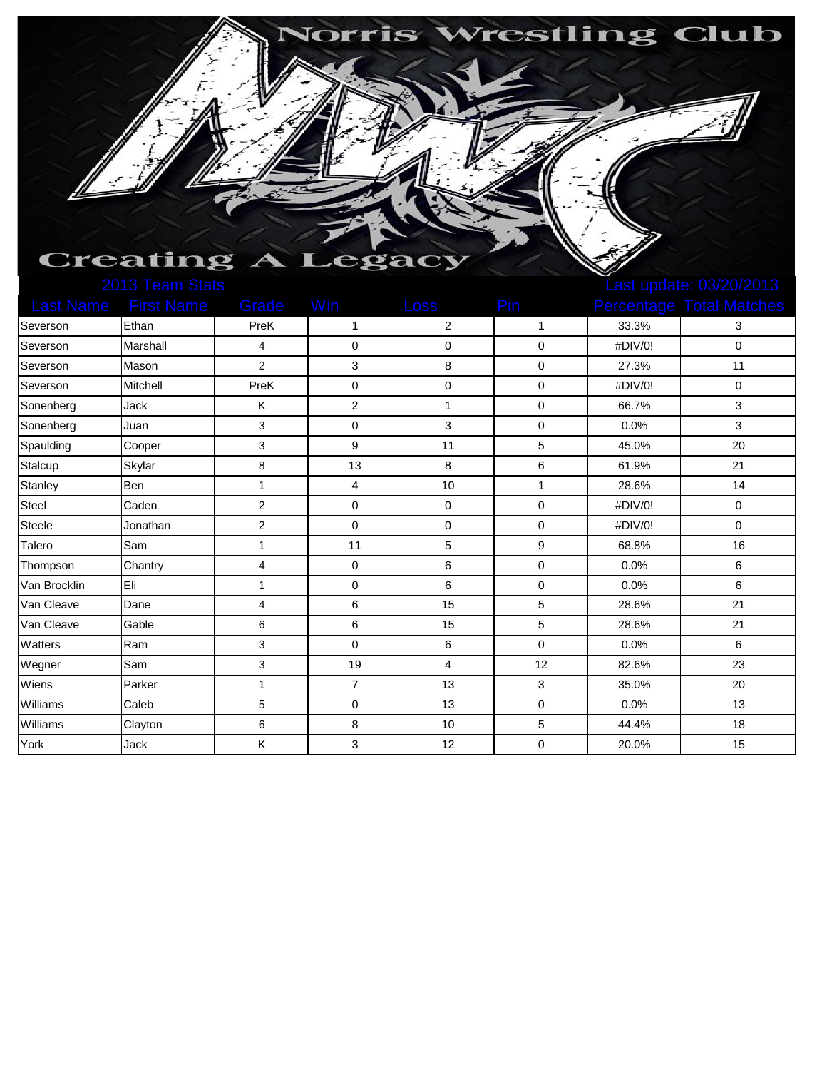# Norris Wrestling Club

Creating A Legacy

2013 Team Stats

Last update: 03/20/2013

| Last Name | First Name | Grade | Win | Loss | Pin | Percentage | Total Matches |
|---|---|---|---|---|---|---|---|
| Severson | Ethan | PreK | 1 | 2 | 1 | 33.3% | 3 |
| Severson | Marshall | 4 | 0 | 0 | 0 | #DIV/0! | 0 |
| Severson | Mason | 2 | 3 | 8 | 0 | 27.3% | 11 |
| Severson | Mitchell | PreK | 0 | 0 | 0 | #DIV/0! | 0 |
| Sonenberg | Jack | K | 2 | 1 | 0 | 66.7% | 3 |
| Sonenberg | Juan | 3 | 0 | 3 | 0 | 0.0% | 3 |
| Spaulding | Cooper | 3 | 9 | 11 | 5 | 45.0% | 20 |
| Stalcup | Skylar | 8 | 13 | 8 | 6 | 61.9% | 21 |
| Stanley | Ben | 1 | 4 | 10 | 1 | 28.6% | 14 |
| Steel | Caden | 2 | 0 | 0 | 0 | #DIV/0! | 0 |
| Steele | Jonathan | 2 | 0 | 0 | 0 | #DIV/0! | 0 |
| Talero | Sam | 1 | 11 | 5 | 9 | 68.8% | 16 |
| Thompson | Chantry | 4 | 0 | 6 | 0 | 0.0% | 6 |
| Van Brocklin | Eli | 1 | 0 | 6 | 0 | 0.0% | 6 |
| Van Cleave | Dane | 4 | 6 | 15 | 5 | 28.6% | 21 |
| Van Cleave | Gable | 6 | 6 | 15 | 5 | 28.6% | 21 |
| Watters | Ram | 3 | 0 | 6 | 0 | 0.0% | 6 |
| Wegner | Sam | 3 | 19 | 4 | 12 | 82.6% | 23 |
| Wiens | Parker | 1 | 7 | 13 | 3 | 35.0% | 20 |
| Williams | Caleb | 5 | 0 | 13 | 0 | 0.0% | 13 |
| Williams | Clayton | 6 | 8 | 10 | 5 | 44.4% | 18 |
| York | Jack | K | 3 | 12 | 0 | 20.0% | 15 |